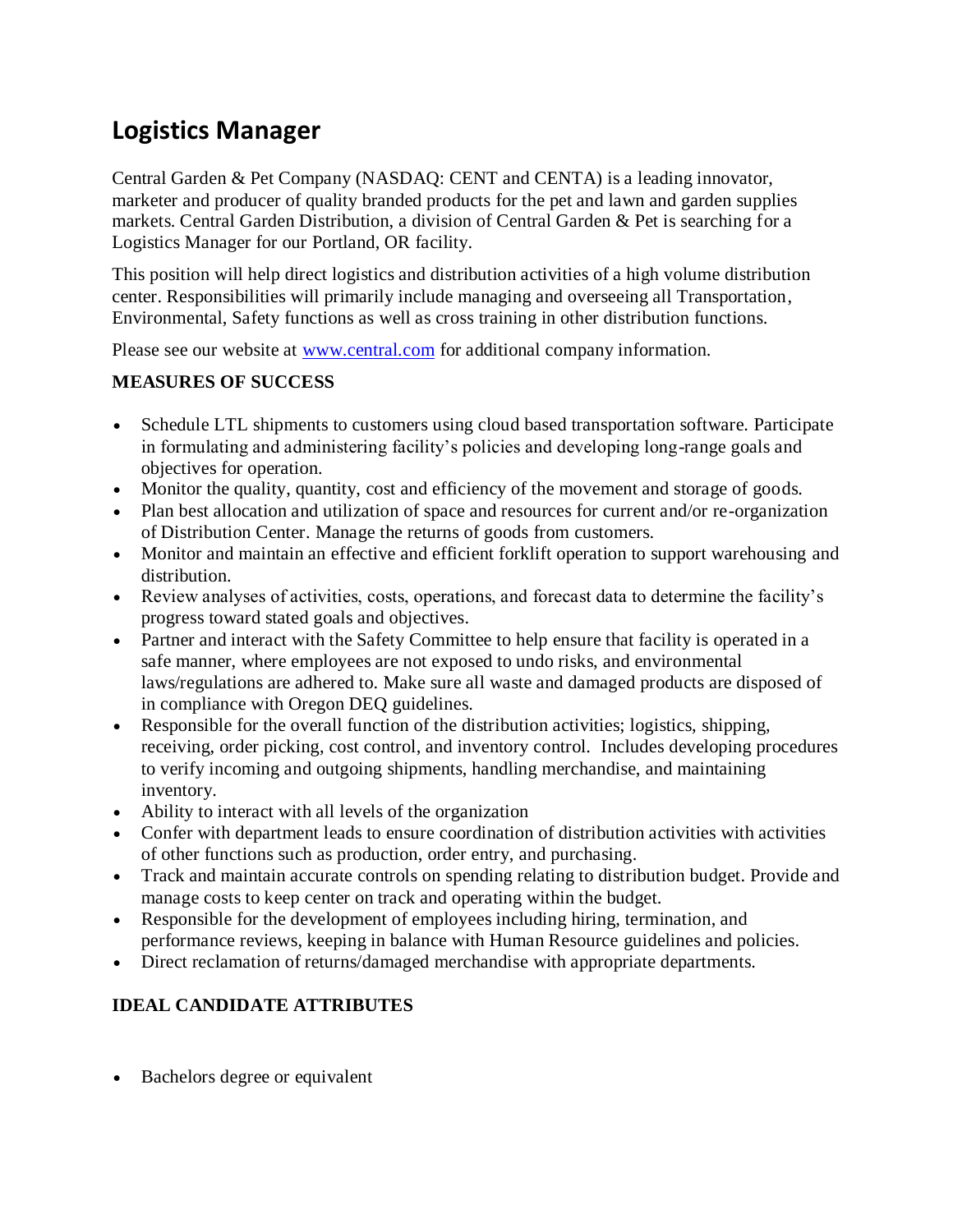# Logistics Manager

Central Garden & Pet Company (NASDAQ: CENT and CENTA) is a leading innovator, marketer and producer of quality branded products for the pet and lawn and garden supplies markets. Central Garden Distribution, a division of Central Garden & Pet is searching for a Logistics Manager for our Portland, OR facility.

This position will help direct logistics and distribution activities of a high volume distribution center. Responsibilities will primarily include managing and overseeing all Transportation, Environmental, Safety functions as well as cross training in other distribution functions.

Please see our website at [www.central.com](http://www.central.com) for additional company information.

**MEASURES OF SUCCESS**

- Schedule LTL shipments to customers using cloud based transportation software. Participate in formulating and administering facility's policies and developing long-range goals and objectives for operation.
- Monitor the quality, quantity, cost and efficiency of the movement and storage of goods.
- Plan best allocation and utilization of space and resources for current and/or re-organization of Distribution Center. Manage the returns of goods from customers.
- Monitor and maintain an effective and efficient forklift operation to support warehousing and distribution.
- Review analyses of activities, costs, operations, and forecast data to determine the facility's progress toward stated goals and objectives.
- Partner and interact with the Safety Committee to help ensure that facility is operated in a safe manner, where employees are not exposed to undo risks, and environmental laws/regulations are adhered to. Make sure all waste and damaged products are disposed of in compliance with Oregon DEQ guidelines.
- Responsible for the overall function of the distribution activities; logistics, shipping, receiving, order picking, cost control, and inventory control. Includes developing procedures to verify incoming and outgoing shipments, handling merchandise, and maintaining inventory.
- Ability to interact with all levels of the organization
- Confer with department leads to ensure coordination of distribution activities with activities of other functions such as production, order entry, and purchasing.
- Track and maintain accurate controls on spending relating to distribution budget. Provide and manage costs to keep center on track and operating within the budget.
- Responsible for the development of employees including hiring, termination, and performance reviews, keeping in balance with Human Resource guidelines and policies.
- Direct reclamation of returns/damaged merchandise with appropriate departments.

**IDEAL CANDIDATE ATTRIBUTES**

- Bachelors degree or equivalent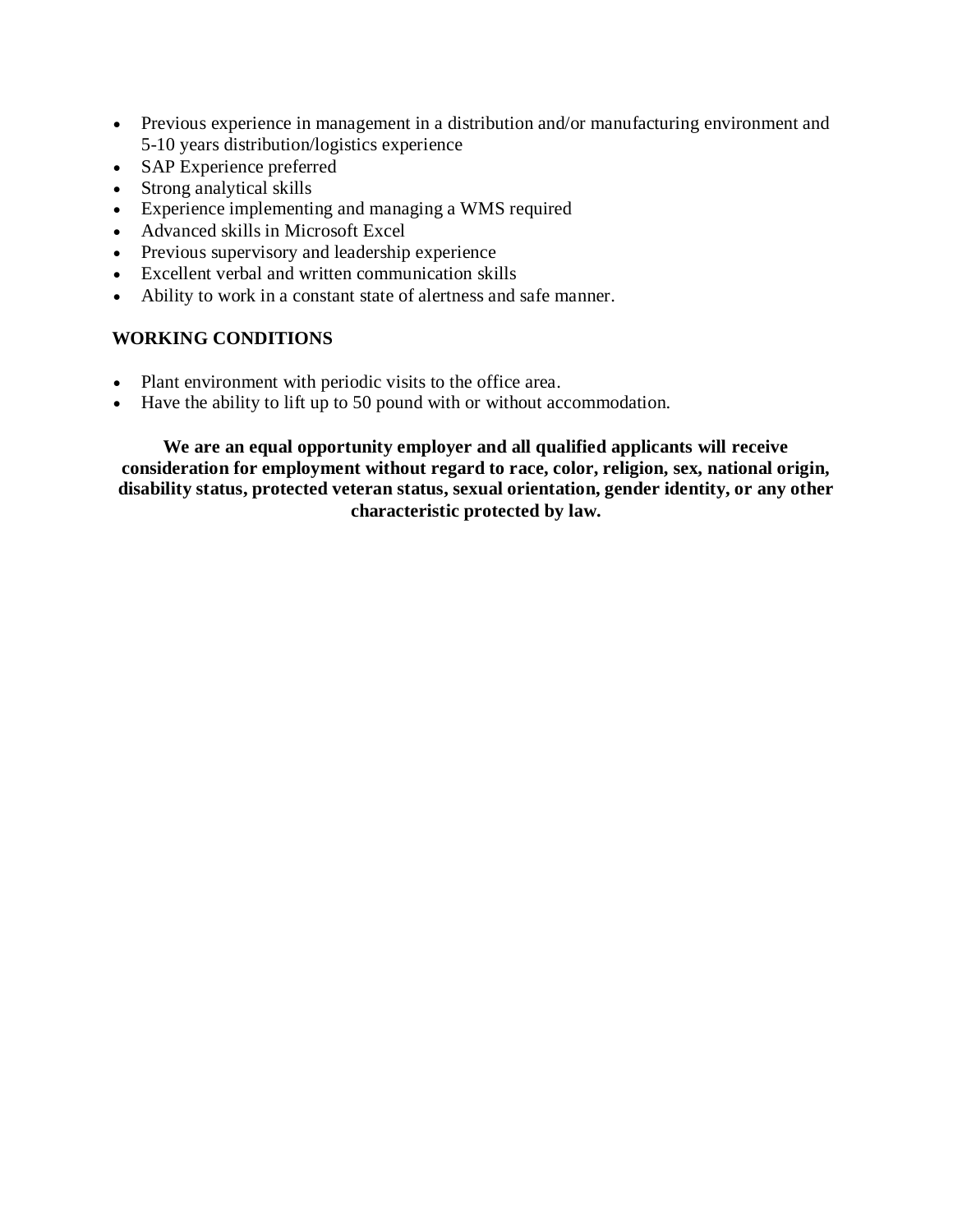- Previous experience in management in a distribution and/or manufacturing environment and 5-10 years distribution/logistics experience
- SAP Experience preferred
- Strong analytical skills
- Experience implementing and managing a WMS required
- Advanced skills in Microsoft Excel
- Previous supervisory and leadership experience
- Excellent verbal and written communication skills
- Ability to work in a constant state of alertness and safe manner.

## WORKING CONDITIONS

- Plant environment with periodic visits to the office area.
- Have the ability to lift up to 50 pound with or without accommodation.

**We are an equal opportunity employer and all qualified applicants will receive consideration for employment without regard to race, color, religion, sex, national origin, disability status, protected veteran status, sexual orientation, gender identity, or any other characteristic protected by law.**